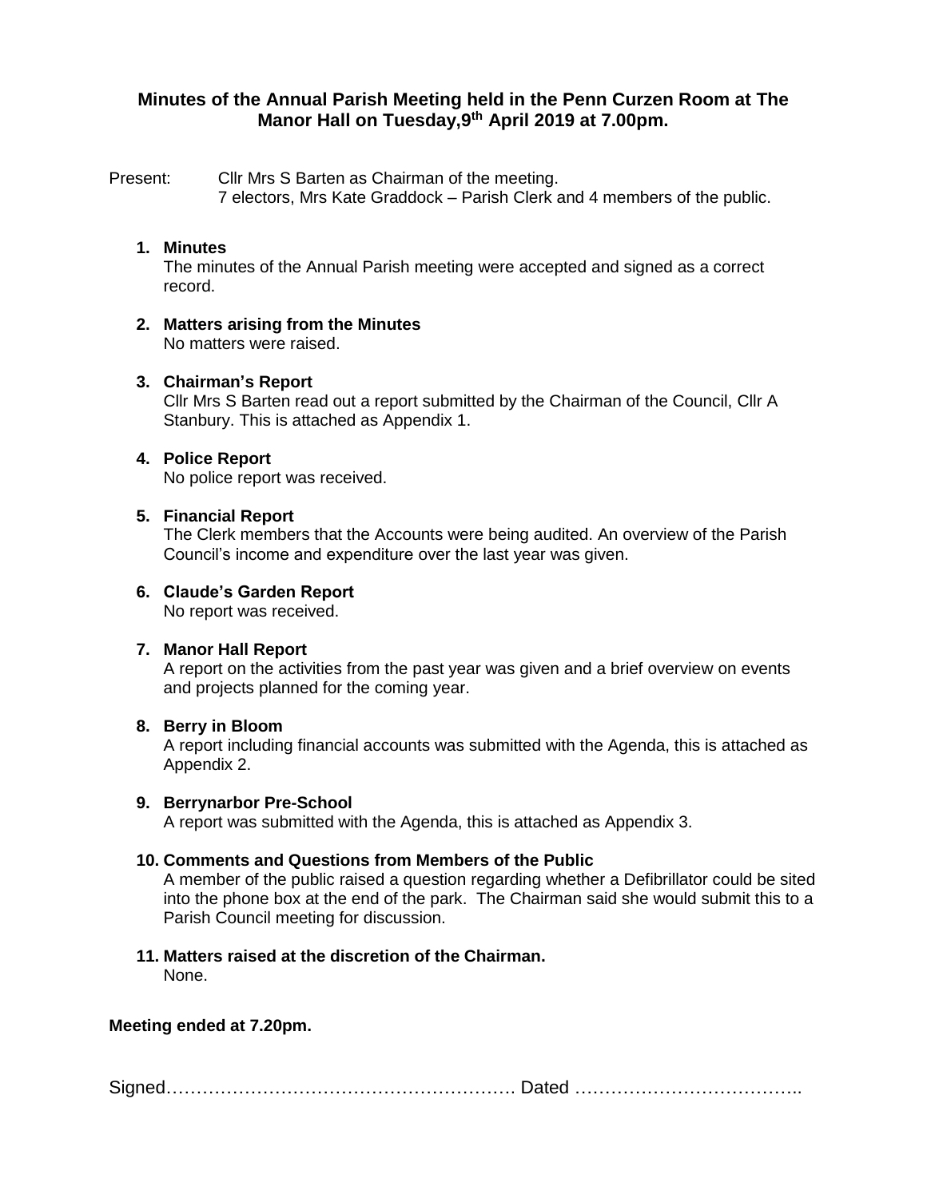# Minutes of the Annual Parish Meeting held in the Penn Curzen Room at The Manor Hall on Tuesday,9th April 2019 at 7.00pm.

Present: Cllr Mrs S Barten as Chairman of the meeting.
7 electors, Mrs Kate Graddock – Parish Clerk and 4 members of the public.

1. **Minutes**
   The minutes of the Annual Parish meeting were accepted and signed as a correct record.

2. **Matters arising from the Minutes**
   No matters were raised.

3. **Chairman's Report**
   Cllr Mrs S Barten read out a report submitted by the Chairman of the Council, Cllr A Stanbury. This is attached as Appendix 1.

4. **Police Report**
   No police report was received.

5. **Financial Report**
   The Clerk members that the Accounts were being audited. An overview of the Parish Council's income and expenditure over the last year was given.

6. **Claude's Garden Report**
   No report was received.

7. **Manor Hall Report**
   A report on the activities from the past year was given and a brief overview on events and projects planned for the coming year.

8. **Berry in Bloom**
   A report including financial accounts was submitted with the Agenda, this is attached as Appendix 2.

9. **Berrynarbor Pre-School**
   A report was submitted with the Agenda, this is attached as Appendix 3.

10. **Comments and Questions from Members of the Public**
    A member of the public raised a question regarding whether a Defibrillator could be sited into the phone box at the end of the park. The Chairman said she would submit this to a Parish Council meeting for discussion.

11. **Matters raised at the discretion of the Chairman.**
    None.

**Meeting ended at 7.20pm.**

Signed………………………………………………… Dated ………………………………..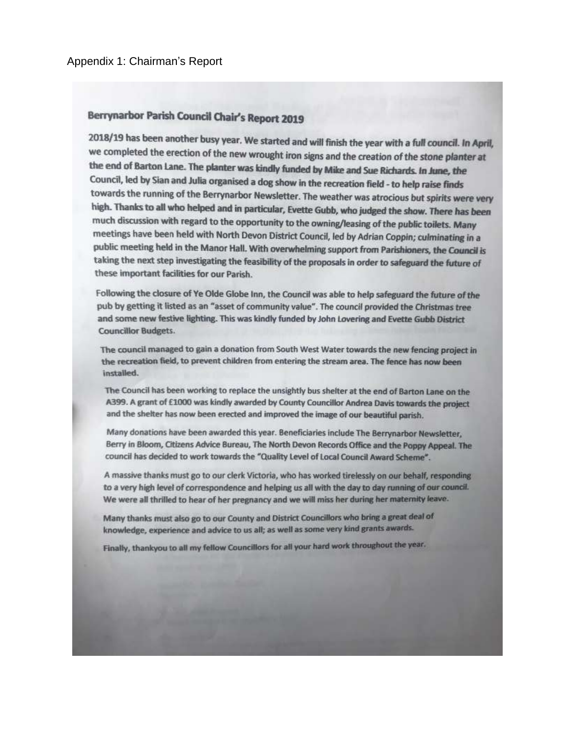Appendix 1: Chairman's Report

## Berrynarbor Parish Council Chair's Report 2019

2018/19 has been another busy year. We started and will finish the year with a full council. In April, we completed the erection of the new wrought iron signs and the creation of the stone planter at the end of Barton Lane. The planter was kindly funded by Mike and Sue Richards. In June, the Council, led by Sian and Julia organised a dog show in the recreation field - to help raise finds towards the running of the Berrynarbor Newsletter. The weather was atrocious but spirits were very high. Thanks to all who helped and in particular, Evette Gubb, who judged the show. There has been much discussion with regard to the opportunity to the owning/leasing of the public toilets. Many meetings have been held with North Devon District Council, led by Adrian Coppin; culminating in a public meeting held in the Manor Hall. With overwhelming support from Parishioners, the Council is taking the next step investigating the feasibility of the proposals in order to safeguard the future of these important facilities for our Parish.

Following the closure of Ye Olde Globe Inn, the Council was able to help safeguard the future of the pub by getting it listed as an "asset of community value". The council provided the Christmas tree and some new festive lighting. This was kindly funded by John Lovering and Evette Gubb District Councillor Budgets.

The council managed to gain a donation from South West Water towards the new fencing project in the recreation field, to prevent children from entering the stream area. The fence has now been installed.

The Council has been working to replace the unsightly bus shelter at the end of Barton Lane on the A399. A grant of £1000 was kindly awarded by County Councillor Andrea Davis towards the project and the shelter has now been erected and improved the image of our beautiful parish.

Many donations have been awarded this year. Beneficiaries include The Berrynarbor Newsletter, Berry in Bloom, Citizens Advice Bureau, The North Devon Records Office and the Poppy Appeal. The council has decided to work towards the "Quality Level of Local Council Award Scheme".

A massive thanks must go to our clerk Victoria, who has worked tirelessly on our behalf, responding to a very high level of correspondence and helping us all with the day to day running of our council. We were all thrilled to hear of her pregnancy and we will miss her during her maternity leave.

Many thanks must also go to our County and District Councillors who bring a great deal of knowledge, experience and advice to us all; as well as some very kind grants awards.

Finally, thankyou to all my fellow Councillors for all your hard work throughout the year.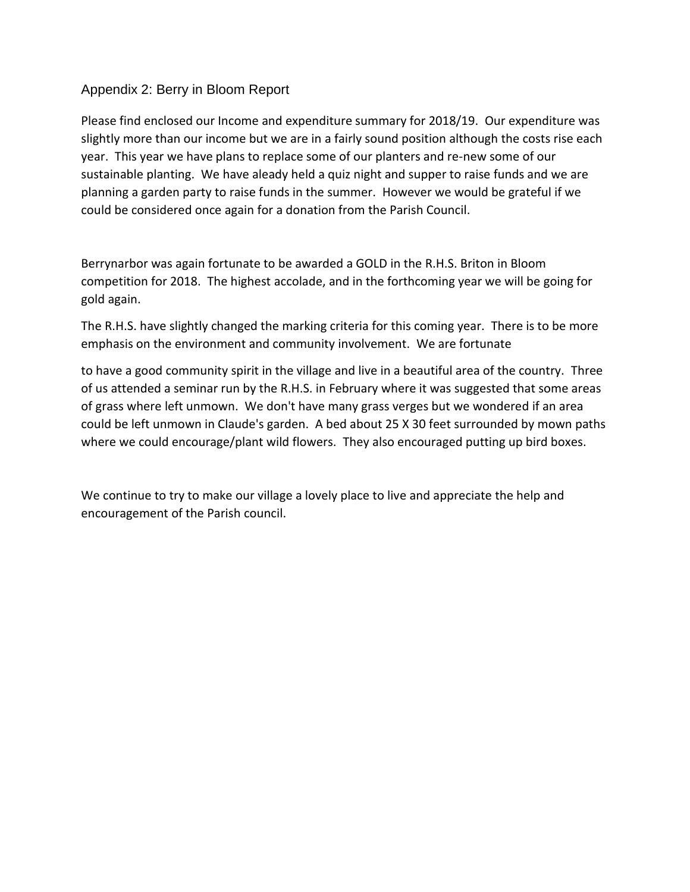## Appendix 2: Berry in Bloom Report

Please find enclosed our Income and expenditure summary for 2018/19. Our expenditure was slightly more than our income but we are in a fairly sound position although the costs rise each year. This year we have plans to replace some of our planters and re-new some of our sustainable planting. We have aleady held a quiz night and supper to raise funds and we are planning a garden party to raise funds in the summer. However we would be grateful if we could be considered once again for a donation from the Parish Council.

Berrynarbor was again fortunate to be awarded a GOLD in the R.H.S. Briton in Bloom competition for 2018. The highest accolade, and in the forthcoming year we will be going for gold again.

The R.H.S. have slightly changed the marking criteria for this coming year. There is to be more emphasis on the environment and community involvement. We are fortunate to have a good community spirit in the village and live in a beautiful area of the country. Three of us attended a seminar run by the R.H.S. in February where it was suggested that some areas of grass where left unmown. We don't have many grass verges but we wondered if an area could be left unmown in Claude's garden. A bed about 25 X 30 feet surrounded by mown paths where we could encourage/plant wild flowers. They also encouraged putting up bird boxes.

We continue to try to make our village a lovely place to live and appreciate the help and encouragement of the Parish council.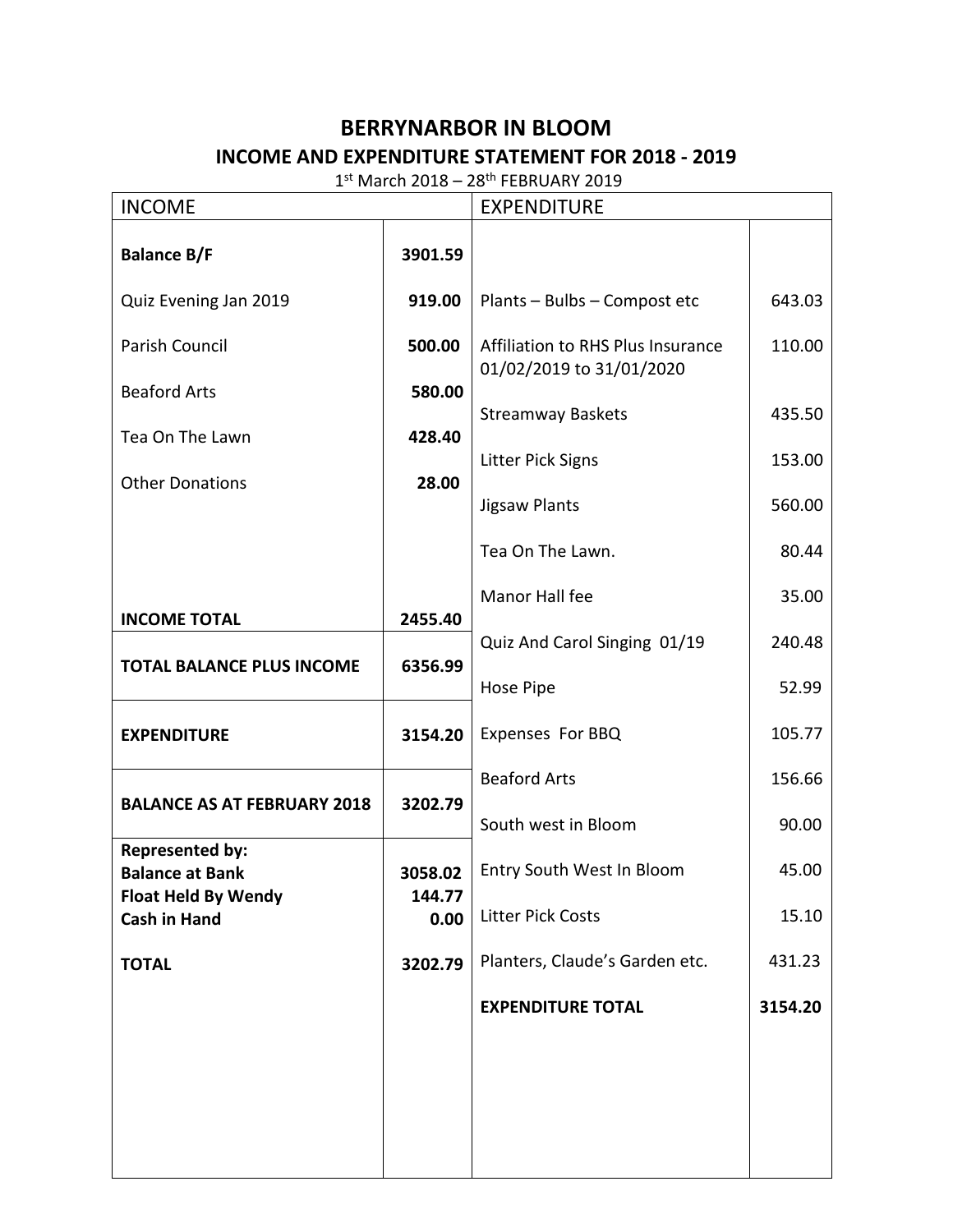# BERRYNARBOR IN BLOOM

## INCOME AND EXPENDITURE STATEMENT FOR 2018 - 2019

1st March 2018 – 28th FEBRUARY 2019

| INCOME | | EXPENDITURE | |
|---|---|---|---|
| **Balance B/F** | **3901.59** | | |
| Quiz Evening Jan 2019 | **919.00** | Plants – Bulbs – Compost etc | 643.03 |
| Parish Council | **500.00** | Affiliation to RHS Plus Insurance 01/02/2019 to 31/01/2020 | 110.00 |
| Beaford Arts | **580.00** | Streamway Baskets | 435.50 |
| Tea On The Lawn | **428.40** | Litter Pick Signs | 153.00 |
| Other Donations | **28.00** | Jigsaw Plants | 560.00 |
| | | Tea On The Lawn. | 80.44 |
| **INCOME TOTAL** | **2455.40** | Manor Hall fee | 35.00 |
| **TOTAL BALANCE PLUS INCOME** | **6356.99** | Quiz And Carol Singing 01/19 | 240.48 |
| | | Hose Pipe | 52.99 |
| **EXPENDITURE** | **3154.20** | Expenses For BBQ | 105.77 |
| **BALANCE AS AT FEBRUARY 2018** | **3202.79** | Beaford Arts | 156.66 |
| | | South west in Bloom | 90.00 |
| **Represented by:** | | | |
| **Balance at Bank** | **3058.02** | Entry South West In Bloom | 45.00 |
| **Float Held By Wendy** | **144.77** | | |
| **Cash in Hand** | **0.00** | Litter Pick Costs | 15.10 |
| **TOTAL** | **3202.79** | Planters, Claude's Garden etc. | 431.23 |
| | | **EXPENDITURE TOTAL** | **3154.20** |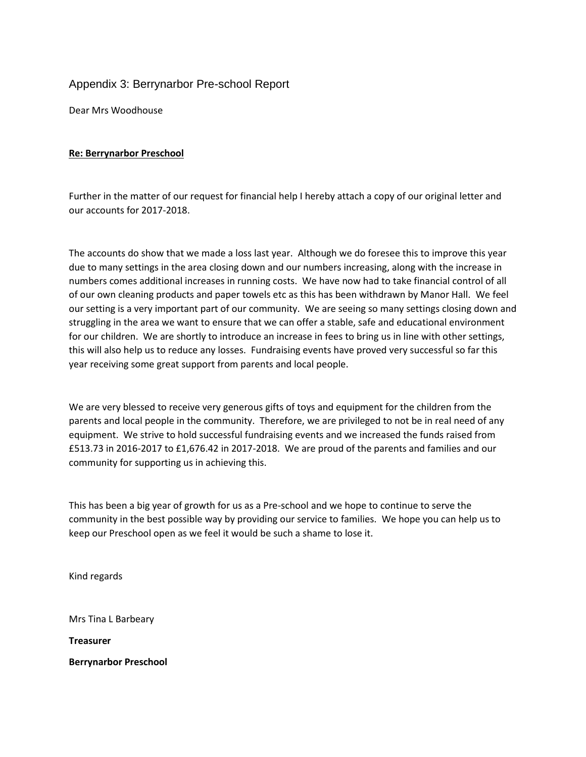## Appendix 3: Berrynarbor Pre-school Report

Dear Mrs Woodhouse

**Re: Berrynarbor Preschool**

Further in the matter of our request for financial help I hereby attach a copy of our original letter and our accounts for 2017-2018.

The accounts do show that we made a loss last year. Although we do foresee this to improve this year due to many settings in the area closing down and our numbers increasing, along with the increase in numbers comes additional increases in running costs. We have now had to take financial control of all of our own cleaning products and paper towels etc as this has been withdrawn by Manor Hall. We feel our setting is a very important part of our community. We are seeing so many settings closing down and struggling in the area we want to ensure that we can offer a stable, safe and educational environment for our children. We are shortly to introduce an increase in fees to bring us in line with other settings, this will also help us to reduce any losses. Fundraising events have proved very successful so far this year receiving some great support from parents and local people.

We are very blessed to receive very generous gifts of toys and equipment for the children from the parents and local people in the community. Therefore, we are privileged to not be in real need of any equipment. We strive to hold successful fundraising events and we increased the funds raised from £513.73 in 2016-2017 to £1,676.42 in 2017-2018. We are proud of the parents and families and our community for supporting us in achieving this.

This has been a big year of growth for us as a Pre-school and we hope to continue to serve the community in the best possible way by providing our service to families. We hope you can help us to keep our Preschool open as we feel it would be such a shame to lose it.

Kind regards

Mrs Tina L Barbeary

**Treasurer**

**Berrynarbor Preschool**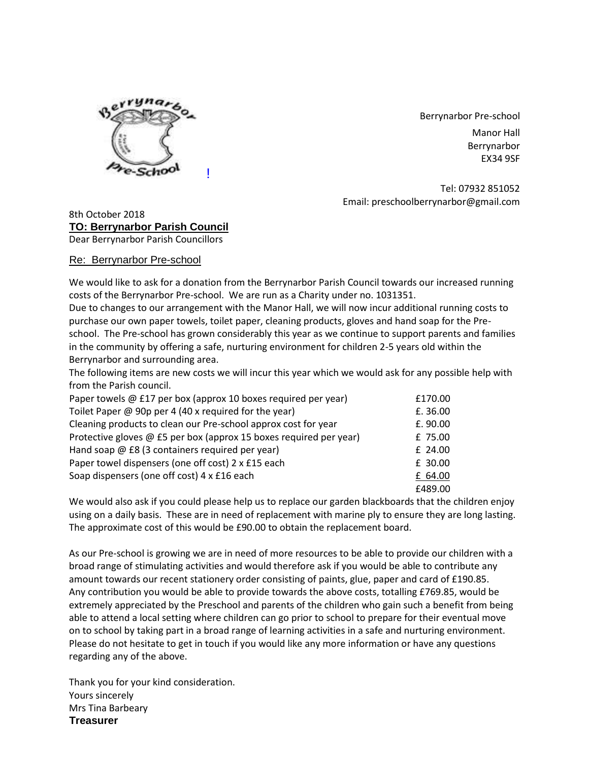Berrynarbor Pre-school
Manor Hall
Berrynarbor
EX34 9SF

Tel: 07932 851052
Email: preschoolberrynarbor@gmail.com

8th October 2018

**TO: Berrynarbor Parish Council**

Dear Berrynarbor Parish Councillors

Re: Berrynarbor Pre-school

We would like to ask for a donation from the Berrynarbor Parish Council towards our increased running costs of the Berrynarbor Pre-school. We are run as a Charity under no. 1031351.

Due to changes to our arrangement with the Manor Hall, we will now incur additional running costs to purchase our own paper towels, toilet paper, cleaning products, gloves and hand soap for the Pre-school. The Pre-school has grown considerably this year as we continue to support parents and families in the community by offering a safe, nurturing environment for children 2-5 years old within the Berrynarbor and surrounding area.

The following items are new costs we will incur this year which we would ask for any possible help with from the Parish council.

| Item | Cost |
|---|---|
| Paper towels @ £17 per box (approx 10 boxes required per year) | £170.00 |
| Toilet Paper @ 90p per 4 (40 x required for the year) | £. 36.00 |
| Cleaning products to clean our Pre-school approx cost for year | £. 90.00 |
| Protective gloves @ £5 per box (approx 15 boxes required per year) | £ 75.00 |
| Hand soap @ £8 (3 containers required per year) | £ 24.00 |
| Paper towel dispensers (one off cost) 2 x £15 each | £ 30.00 |
| Soap dispensers (one off cost) 4 x £16 each | £ 64.00 |
| | £489.00 |

We would also ask if you could please help us to replace our garden blackboards that the children enjoy using on a daily basis. These are in need of replacement with marine ply to ensure they are long lasting. The approximate cost of this would be £90.00 to obtain the replacement board.

As our Pre-school is growing we are in need of more resources to be able to provide our children with a broad range of stimulating activities and would therefore ask if you would be able to contribute any amount towards our recent stationery order consisting of paints, glue, paper and card of £190.85.

Any contribution you would be able to provide towards the above costs, totalling £769.85, would be extremely appreciated by the Preschool and parents of the children who gain such a benefit from being able to attend a local setting where children can go prior to school to prepare for their eventual move on to school by taking part in a broad range of learning activities in a safe and nurturing environment.

Please do not hesitate to get in touch if you would like any more information or have any questions regarding any of the above.

Thank you for your kind consideration.

Yours sincerely

Mrs Tina Barbeary

**Treasurer**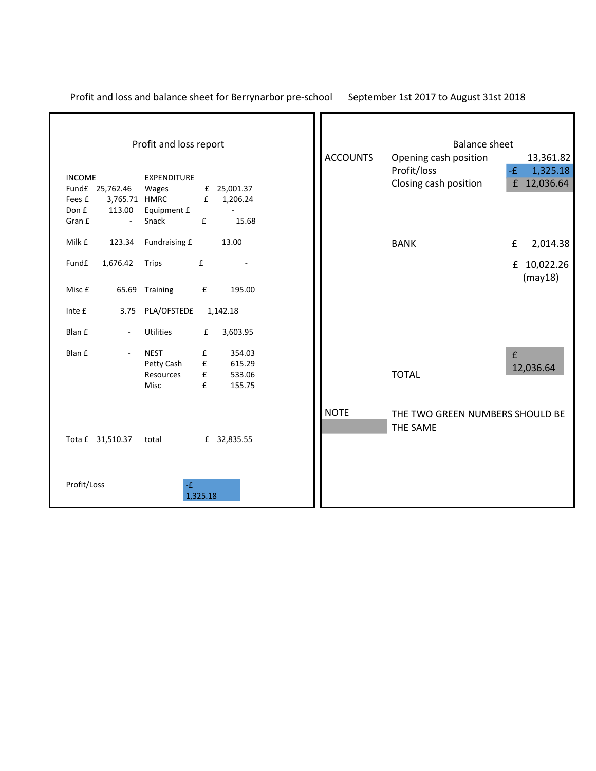Profit and loss and balance sheet for Berrynarbor pre-school September 1st 2017 to August 31st 2018

## Profit and loss report

| INCOME | | EXPENDITURE | |
|---|---|---|---|
| Fund£ | 25,762.46 | Wages | £ 25,001.37 |
| Fees £ | 3,765.71 | HMRC | £ 1,206.24 |
| Don £ | 113.00 | Equipment £ | - |
| Gran £ | - | Snack | £ 15.68 |
| Milk £ | 123.34 | Fundraising £ | 13.00 |
| Fund£ | 1,676.42 | Trips | £ - |
| Misc £ | 65.69 | Training | £ 195.00 |
| Inte £ | 3.75 | PLA/OFSTED£ | 1,142.18 |
| Blan £ | - | Utilities | £ 3,603.95 |
| Blan £ | - | NEST | £ 354.03 |
| | | Petty Cash | £ 615.29 |
| | | Resources | £ 533.06 |
| | | Misc | £ 155.75 |
| Tota £ | 31,510.37 | total | £ 32,835.55 |

Profit/Loss -£ 1,325.18

## Balance sheet

| | | |
|---|---|---|
| ACCOUNTS | Opening cash position | 13,361.82 |
| | Profit/loss | -£ 1,325.18 |
| | Closing cash position | £ 12,036.64 |
| | BANK | £ 2,014.38 |
| | | £ 10,022.26 (may18) |
| | TOTAL | £ 12,036.64 |

NOTE THE TWO GREEN NUMBERS SHOULD BE THE SAME